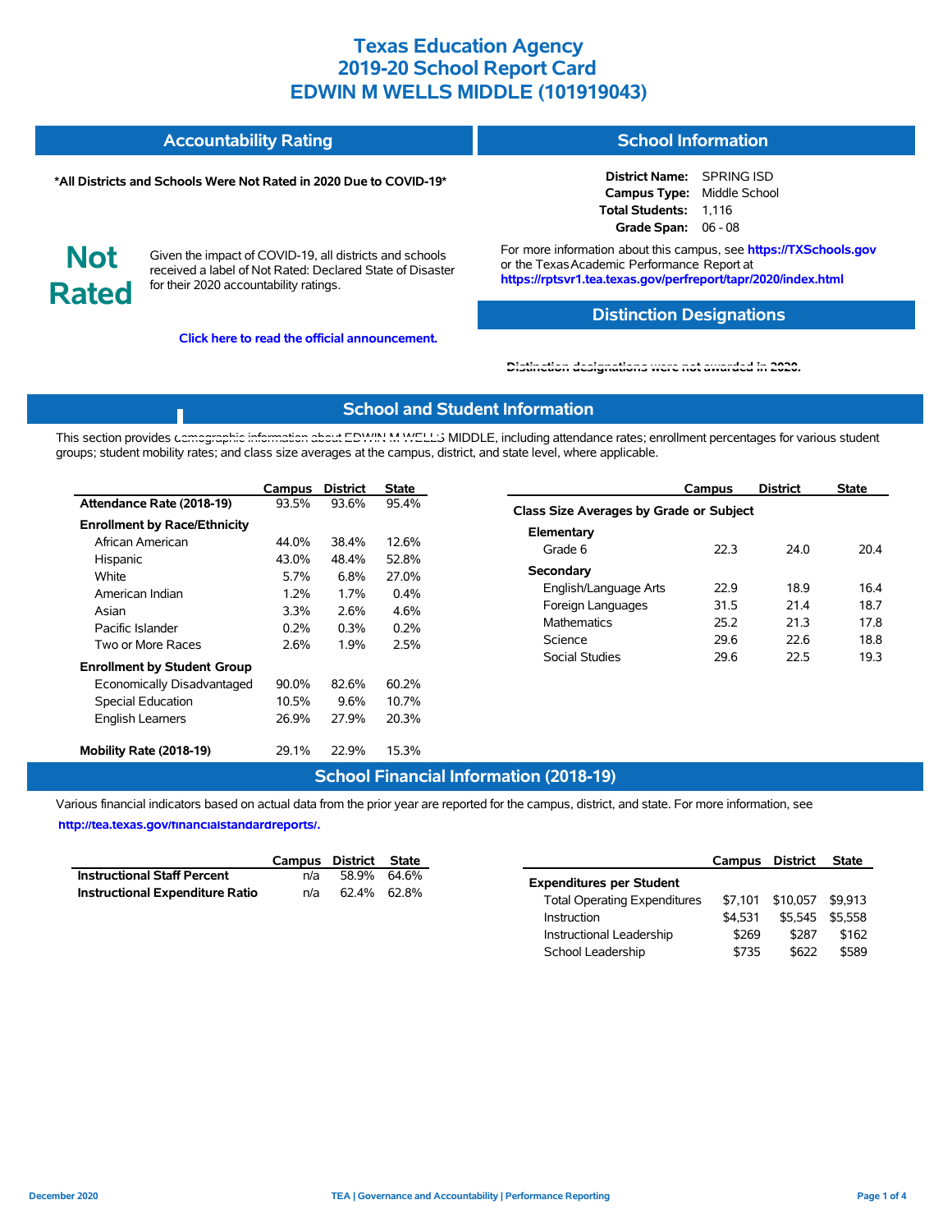# Texas Education Agency
# 2019-20 School Report Card
# EDWIN M WELLS MIDDLE (101919043)

## Accountability Rating

**\*All Districts and Schools Were Not Rated in 2020 Due to COVID-19\***

**Not Rated**

Given the impact of COVID-19, all districts and schools received a label of Not Rated: Declared State of Disaster for their 2020 accountability ratings.

**Click here to read the official announcement.**

## School Information

**District Name:** SPRING ISD
**Campus Type:** Middle School
**Total Students:** 1,116
**Grade Span:** 06 - 08

For more information about this campus, see **https://TXSchools.gov** or the Texas Academic Performance Report at **https://rptsvr1.tea.texas.gov/perfreport/tapr/2020/index.html**

## Distinction Designations

Distinction designations were not awarded in 2020.

## School and Student Information

This section provides demographic information about EDWIN M WELLS MIDDLE, including attendance rates; enrollment percentages for various student groups; student mobility rates; and class size averages at the campus, district, and state level, where applicable.

| | Campus | District | State |
|---|---|---|---|
| **Attendance Rate (2018-19)** | 93.5% | 93.6% | 95.4% |
| **Enrollment by Race/Ethnicity** | | | |
| African American | 44.0% | 38.4% | 12.6% |
| Hispanic | 43.0% | 48.4% | 52.8% |
| White | 5.7% | 6.8% | 27.0% |
| American Indian | 1.2% | 1.7% | 0.4% |
| Asian | 3.3% | 2.6% | 4.6% |
| Pacific Islander | 0.2% | 0.3% | 0.2% |
| Two or More Races | 2.6% | 1.9% | 2.5% |
| **Enrollment by Student Group** | | | |
| Economically Disadvantaged | 90.0% | 82.6% | 60.2% |
| Special Education | 10.5% | 9.6% | 10.7% |
| English Learners | 26.9% | 27.9% | 20.3% |
| **Mobility Rate (2018-19)** | 29.1% | 22.9% | 15.3% |

| | Campus | District | State |
|---|---|---|---|
| **Class Size Averages by Grade or Subject** | | | |
| **Elementary** | | | |
| Grade 6 | 22.3 | 24.0 | 20.4 |
| **Secondary** | | | |
| English/Language Arts | 22.9 | 18.9 | 16.4 |
| Foreign Languages | 31.5 | 21.4 | 18.7 |
| Mathematics | 25.2 | 21.3 | 17.8 |
| Science | 29.6 | 22.6 | 18.8 |
| Social Studies | 29.6 | 22.5 | 19.3 |

## School Financial Information (2018-19)

Various financial indicators based on actual data from the prior year are reported for the campus, district, and state. For more information, see **http://tea.texas.gov/financialstandardreports/**.

| | Campus | District | State |
|---|---|---|---|
| **Instructional Staff Percent** | n/a | 58.9% | 64.6% |
| **Instructional Expenditure Ratio** | n/a | 62.4% | 62.8% |

| | Campus | District | State |
|---|---|---|---|
| **Expenditures per Student** | | | |
| Total Operating Expenditures | $7,101 | $10,057 | $9,913 |
| Instruction | $4,531 | $5,545 | $5,558 |
| Instructional Leadership | $269 | $287 | $162 |
| School Leadership | $735 | $622 | $589 |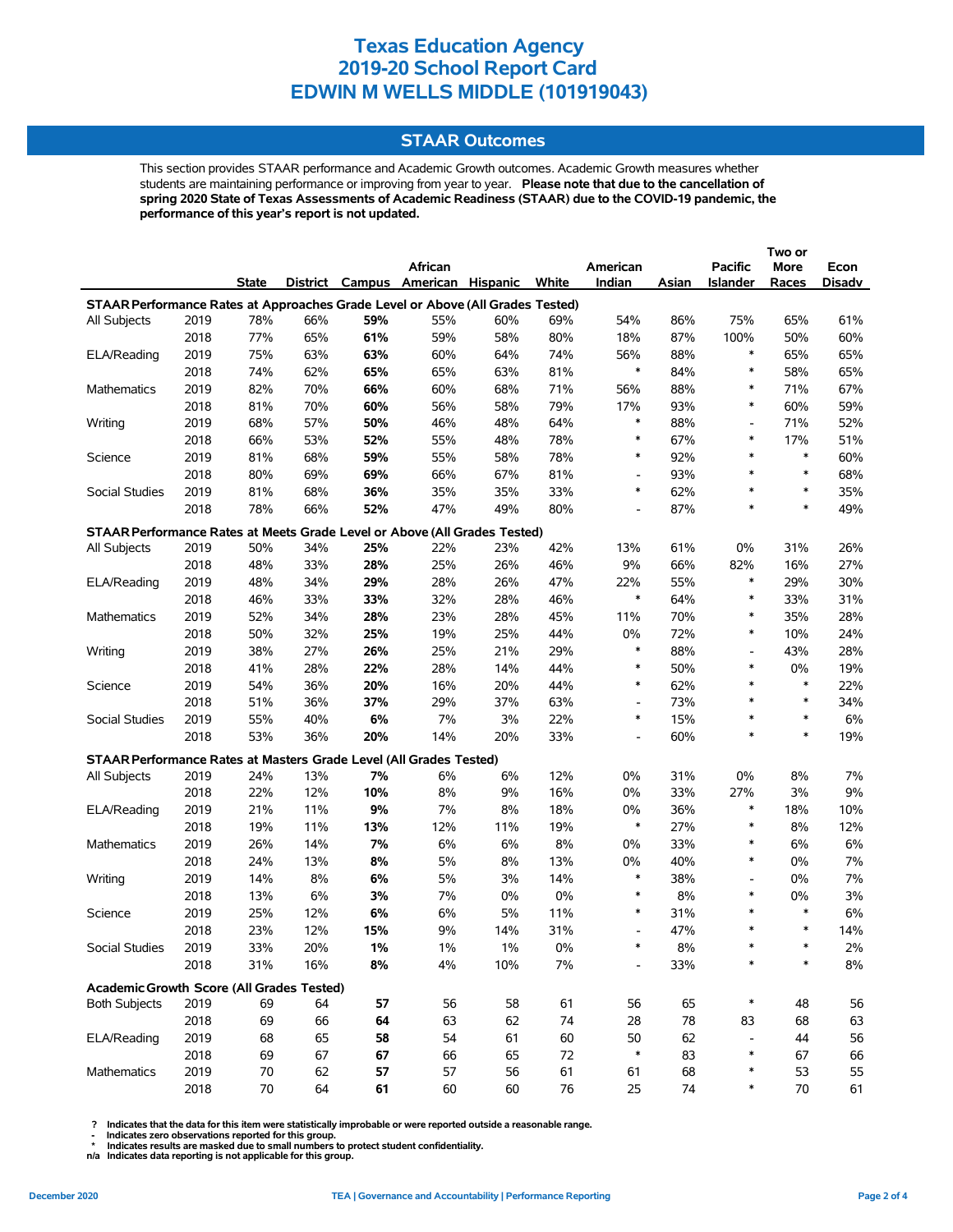# Texas Education Agency
# 2019-20 School Report Card
# EDWIN M WELLS MIDDLE (101919043)

## STAAR Outcomes

This section provides STAAR performance and Academic Growth outcomes. Academic Growth measures whether students are maintaining performance or improving from year to year. **Please note that due to the cancellation of spring 2020 State of Texas Assessments of Academic Readiness (STAAR) due to the COVID-19 pandemic, the performance of this year's report is not updated.**

| | | State | District | Campus | African American | Hispanic | White | American Indian | Asian | Pacific Islander | Two or More Races | Econ Disadv |
|---|---|---|---|---|---|---|---|---|---|---|---|---|
| **STAAR Performance Rates at Approaches Grade Level or Above (All Grades Tested)** | | | | | | | | | | | | |
| All Subjects | 2019 | 78% | 66% | **59%** | 55% | 60% | 69% | 54% | 86% | 75% | 65% | 61% |
| | 2018 | 77% | 65% | **61%** | 59% | 58% | 80% | 18% | 87% | 100% | 50% | 60% |
| ELA/Reading | 2019 | 75% | 63% | **63%** | 60% | 64% | 74% | 56% | 88% | * | 65% | 65% |
| | 2018 | 74% | 62% | **65%** | 65% | 63% | 81% | * | 84% | * | 58% | 65% |
| Mathematics | 2019 | 82% | 70% | **66%** | 60% | 68% | 71% | 56% | 88% | * | 71% | 67% |
| | 2018 | 81% | 70% | **60%** | 56% | 58% | 79% | 17% | 93% | * | 60% | 59% |
| Writing | 2019 | 68% | 57% | **50%** | 46% | 48% | 64% | * | 88% | - | 71% | 52% |
| | 2018 | 66% | 53% | **52%** | 55% | 48% | 78% | * | 67% | * | 17% | 51% |
| Science | 2019 | 81% | 68% | **59%** | 55% | 58% | 78% | * | 92% | * | * | 60% |
| | 2018 | 80% | 69% | **69%** | 66% | 67% | 81% | - | 93% | * | * | 68% |
| Social Studies | 2019 | 81% | 68% | **36%** | 35% | 35% | 33% | * | 62% | * | * | 35% |
| | 2018 | 78% | 66% | **52%** | 47% | 49% | 80% | - | 87% | * | * | 49% |
| **STAAR Performance Rates at Meets Grade Level or Above (All Grades Tested)** | | | | | | | | | | | | |
| All Subjects | 2019 | 50% | 34% | **25%** | 22% | 23% | 42% | 13% | 61% | 0% | 31% | 26% |
| | 2018 | 48% | 33% | **28%** | 25% | 26% | 46% | 9% | 66% | 82% | 16% | 27% |
| ELA/Reading | 2019 | 48% | 34% | **29%** | 28% | 26% | 47% | 22% | 55% | * | 29% | 30% |
| | 2018 | 46% | 33% | **33%** | 32% | 28% | 46% | * | 64% | * | 33% | 31% |
| Mathematics | 2019 | 52% | 34% | **28%** | 23% | 28% | 45% | 11% | 70% | * | 35% | 28% |
| | 2018 | 50% | 32% | **25%** | 19% | 25% | 44% | 0% | 72% | * | 10% | 24% |
| Writing | 2019 | 38% | 27% | **26%** | 25% | 21% | 29% | * | 88% | - | 43% | 28% |
| | 2018 | 41% | 28% | **22%** | 28% | 14% | 44% | * | 50% | * | 0% | 19% |
| Science | 2019 | 54% | 36% | **20%** | 16% | 20% | 44% | * | 62% | * | * | 22% |
| | 2018 | 51% | 36% | **37%** | 29% | 37% | 63% | - | 73% | * | * | 34% |
| Social Studies | 2019 | 55% | 40% | **6%** | 7% | 3% | 22% | * | 15% | * | * | 6% |
| | 2018 | 53% | 36% | **20%** | 14% | 20% | 33% | - | 60% | * | * | 19% |
| **STAAR Performance Rates at Masters Grade Level (All Grades Tested)** | | | | | | | | | | | | |
| All Subjects | 2019 | 24% | 13% | **7%** | 6% | 6% | 12% | 0% | 31% | 0% | 8% | 7% |
| | 2018 | 22% | 12% | **10%** | 8% | 9% | 16% | 0% | 33% | 27% | 3% | 9% |
| ELA/Reading | 2019 | 21% | 11% | **9%** | 7% | 8% | 18% | 0% | 36% | * | 18% | 10% |
| | 2018 | 19% | 11% | **13%** | 12% | 11% | 19% | * | 27% | * | 8% | 12% |
| Mathematics | 2019 | 26% | 14% | **7%** | 6% | 6% | 8% | 0% | 33% | * | 6% | 6% |
| | 2018 | 24% | 13% | **8%** | 5% | 8% | 13% | 0% | 40% | * | 0% | 7% |
| Writing | 2019 | 14% | 8% | **6%** | 5% | 3% | 14% | * | 38% | - | 0% | 7% |
| | 2018 | 13% | 6% | **3%** | 7% | 0% | 0% | * | 8% | * | 0% | 3% |
| Science | 2019 | 25% | 12% | **6%** | 6% | 5% | 11% | * | 31% | * | * | 6% |
| | 2018 | 23% | 12% | **15%** | 9% | 14% | 31% | - | 47% | * | * | 14% |
| Social Studies | 2019 | 33% | 20% | **1%** | 1% | 1% | 0% | * | 8% | * | * | 2% |
| | 2018 | 31% | 16% | **8%** | 4% | 10% | 7% | - | 33% | * | * | 8% |
| **Academic Growth Score (All Grades Tested)** | | | | | | | | | | | | |
| Both Subjects | 2019 | 69 | 64 | **57** | 56 | 58 | 61 | 56 | 65 | * | 48 | 56 |
| | 2018 | 69 | 66 | **64** | 63 | 62 | 74 | 28 | 78 | 83 | 68 | 63 |
| ELA/Reading | 2019 | 68 | 65 | **58** | 54 | 61 | 60 | 50 | 62 | - | 44 | 56 |
| | 2018 | 69 | 67 | **67** | 66 | 65 | 72 | * | 83 | * | 67 | 66 |
| Mathematics | 2019 | 70 | 62 | **57** | 57 | 56 | 61 | 61 | 68 | * | 53 | 55 |
| | 2018 | 70 | 64 | **61** | 60 | 60 | 76 | 25 | 74 | * | 70 | 61 |

? Indicates that the data for this item were statistically improbable or were reported outside a reasonable range.
- Indicates zero observations reported for this group.
* Indicates results are masked due to small numbers to protect student confidentiality.
n/a Indicates data reporting is not applicable for this group.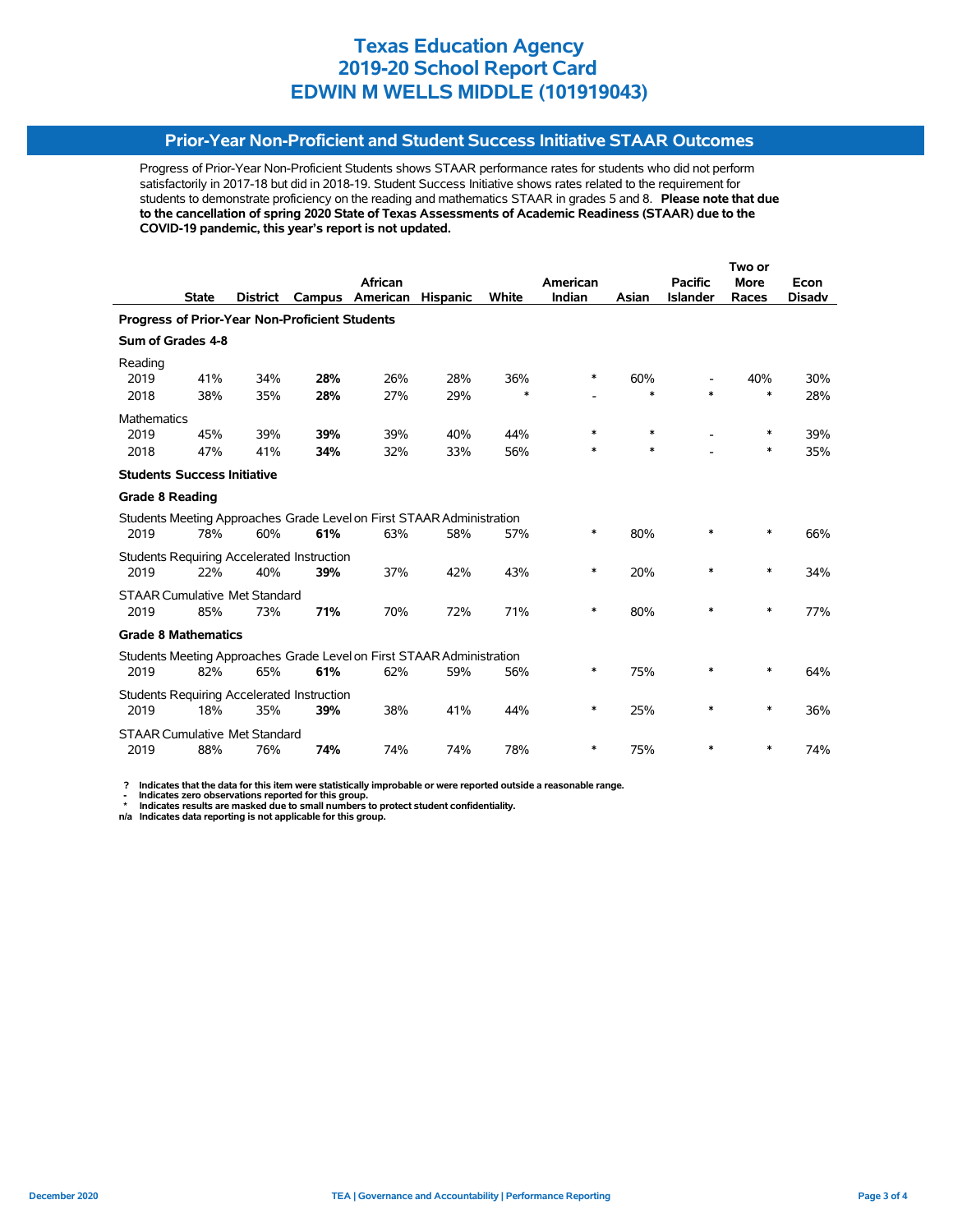# Texas Education Agency
# 2019-20 School Report Card
# EDWIN M WELLS MIDDLE (101919043)

## Prior-Year Non-Proficient and Student Success Initiative STAAR Outcomes

Progress of Prior-Year Non-Proficient Students shows STAAR performance rates for students who did not perform satisfactorily in 2017-18 but did in 2018-19. Student Success Initiative shows rates related to the requirement for students to demonstrate proficiency on the reading and mathematics STAAR in grades 5 and 8. **Please note that due to the cancellation of spring 2020 State of Texas Assessments of Academic Readiness (STAAR) due to the COVID-19 pandemic, this year's report is not updated.**

| | State | District | Campus | African American | Hispanic | White | American Indian | Asian | Pacific Islander | Two or More Races | Econ Disadv |
|---|---|---|---|---|---|---|---|---|---|---|---|
| **Progress of Prior-Year Non-Proficient Students** | | | | | | | | | | | |
| **Sum of Grades 4-8** | | | | | | | | | | | |
| Reading | | | | | | | | | | | |
| 2019 | 41% | 34% | **28%** | 26% | 28% | 36% | * | 60% | - | 40% | 30% |
| 2018 | 38% | 35% | **28%** | 27% | 29% | * | - | * | * | * | 28% |
| Mathematics | | | | | | | | | | | |
| 2019 | 45% | 39% | **39%** | 39% | 40% | 44% | * | * | - | * | 39% |
| 2018 | 47% | 41% | **34%** | 32% | 33% | 56% | * | * | - | * | 35% |
| **Students Success Initiative** | | | | | | | | | | | |
| **Grade 8 Reading** | | | | | | | | | | | |
| Students Meeting Approaches Grade Level on First STAAR Administration | | | | | | | | | | | |
| 2019 | 78% | 60% | **61%** | 63% | 58% | 57% | * | 80% | * | * | 66% |
| Students Requiring Accelerated Instruction | | | | | | | | | | | |
| 2019 | 22% | 40% | **39%** | 37% | 42% | 43% | * | 20% | * | * | 34% |
| STAAR Cumulative Met Standard | | | | | | | | | | | |
| 2019 | 85% | 73% | **71%** | 70% | 72% | 71% | * | 80% | * | * | 77% |
| **Grade 8 Mathematics** | | | | | | | | | | | |
| Students Meeting Approaches Grade Level on First STAAR Administration | | | | | | | | | | | |
| 2019 | 82% | 65% | **61%** | 62% | 59% | 56% | * | 75% | * | * | 64% |
| Students Requiring Accelerated Instruction | | | | | | | | | | | |
| 2019 | 18% | 35% | **39%** | 38% | 41% | 44% | * | 25% | * | * | 36% |
| STAAR Cumulative Met Standard | | | | | | | | | | | |
| 2019 | 88% | 76% | **74%** | 74% | 74% | 78% | * | 75% | * | * | 74% |

**?** Indicates that the data for this item were statistically improbable or were reported outside a reasonable range.
**-** Indicates zero observations reported for this group.
**\*** Indicates results are masked due to small numbers to protect student confidentiality.
**n/a** Indicates data reporting is not applicable for this group.